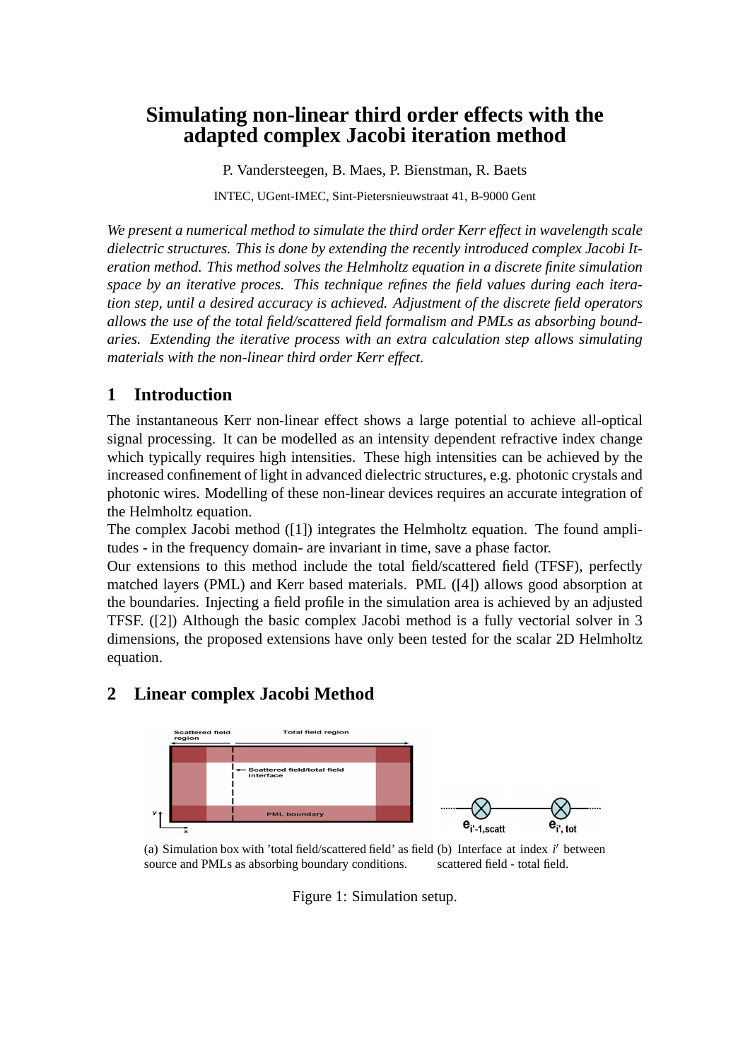# Simulating non-linear third order effects with the adapted complex Jacobi iteration method

P. Vandersteegen, B. Maes, P. Bienstman, R. Baets

INTEC, UGent-IMEC, Sint-Pietersnieuwstraat 41, B-9000 Gent

*We present a numerical method to simulate the third order Kerr effect in wavelength scale dielectric structures. This is done by extending the recently introduced complex Jacobi Iteration method. This method solves the Helmholtz equation in a discrete finite simulation space by an iterative proces. This technique refines the field values during each iteration step, until a desired accuracy is achieved. Adjustment of the discrete field operators allows the use of the total field/scattered field formalism and PMLs as absorbing boundaries. Extending the iterative process with an extra calculation step allows simulating materials with the non-linear third order Kerr effect.*

## 1 Introduction

The instantaneous Kerr non-linear effect shows a large potential to achieve all-optical signal processing. It can be modelled as an intensity dependent refractive index change which typically requires high intensities. These high intensities can be achieved by the increased confinement of light in advanced dielectric structures, e.g. photonic crystals and photonic wires. Modelling of these non-linear devices requires an accurate integration of the Helmholtz equation.

The complex Jacobi method ([1]) integrates the Helmholtz equation. The found amplitudes - in the frequency domain- are invariant in time, save a phase factor.

Our extensions to this method include the total field/scattered field (TFSF), perfectly matched layers (PML) and Kerr based materials. PML ([4]) allows good absorption at the boundaries. Injecting a field profile in the simulation area is achieved by an adjusted TFSF. ([2]) Although the basic complex Jacobi method is a fully vectorial solver in 3 dimensions, the proposed extensions have only been tested for the scalar 2D Helmholtz equation.

## 2 Linear complex Jacobi Method

(a) Simulation box with 'total field/scattered field' as field source and PMLs as absorbing boundary conditions.

(b) Interface at index $i'$ between scattered field - total field.

Figure 1: Simulation setup.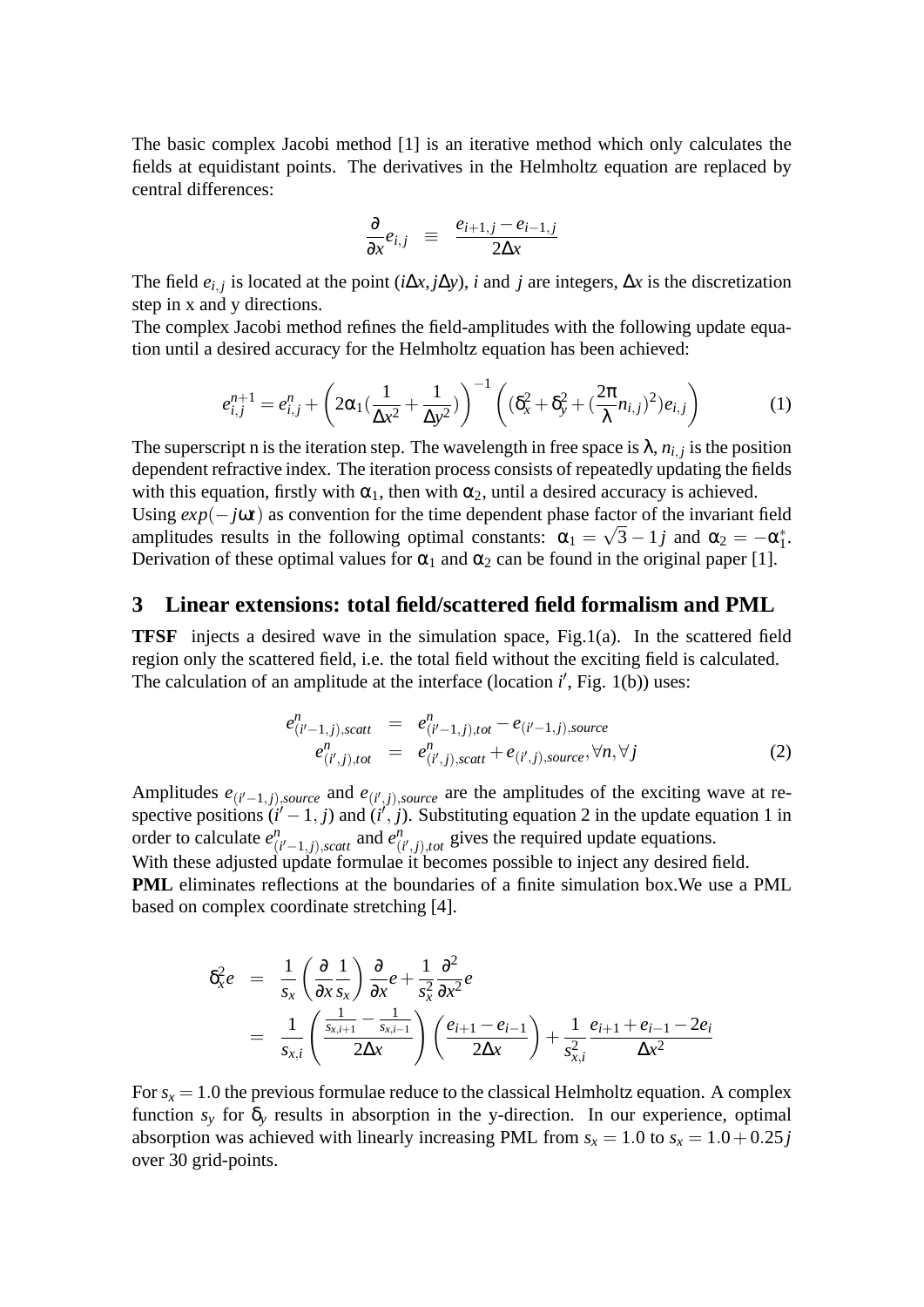The basic complex Jacobi method [1] is an iterative method which only calculates the fields at equidistant points. The derivatives in the Helmholtz equation are replaced by central differences:

$$\frac{\partial}{\partial x} e_{i,j} \equiv \frac{e_{i+1,j} - e_{i-1,j}}{2\Delta x}$$

The field $e_{i,j}$ is located at the point $(i\Delta x, j\Delta y)$, $i$ and $j$ are integers, $\Delta x$ is the discretization step in x and y directions.

The complex Jacobi method refines the field-amplitudes with the following update equation until a desired accuracy for the Helmholtz equation has been achieved:

$$e_{i,j}^{n+1} = e_{i,j}^{n} + \left(2\alpha_1 \left(\frac{1}{\Delta x^2} + \frac{1}{\Delta y^2}\right)\right)^{-1} \left((\delta_x^2 + \delta_y^2 + (\frac{2\pi}{\lambda} n_{i,j})^2) e_{i,j}\right) \tag{1}$$

The superscript n is the iteration step. The wavelength in free space is $\lambda$, $n_{i,j}$ is the position dependent refractive index. The iteration process consists of repeatedly updating the fields with this equation, firstly with $\alpha_1$, then with $\alpha_2$, until a desired accuracy is achieved.

Using $exp(-j\omega t)$ as convention for the time dependent phase factor of the invariant field amplitudes results in the following optimal constants: $\alpha_1 = \sqrt{3} - 1j$ and $\alpha_2 = -\alpha_1^*$. Derivation of these optimal values for $\alpha_1$ and $\alpha_2$ can be found in the original paper [1].

## 3 Linear extensions: total field/scattered field formalism and PML

**TFSF** injects a desired wave in the simulation space, Fig.1(a). In the scattered field region only the scattered field, i.e. the total field without the exciting field is calculated. The calculation of an amplitude at the interface (location $i'$, Fig. 1(b)) uses:

$$\begin{aligned} e_{(i'-1,j),scatt}^{n} &= e_{(i'-1,j),tot}^{n} - e_{(i'-1,j),source} \\ e_{(i',j),tot}^{n} &= e_{(i',j),scatt}^{n} + e_{(i',j),source}, \forall n, \forall j \end{aligned} \tag{2}$$

Amplitudes $e_{(i'-1,j),source}$ and $e_{(i',j),source}$ are the amplitudes of the exciting wave at respective positions $(i'-1, j)$ and $(i', j)$. Substituting equation 2 in the update equation 1 in order to calculate $e_{(i'-1,j),scatt}^{n}$ and $e_{(i',j),tot}^{n}$ gives the required update equations.

With these adjusted update formulae it becomes possible to inject any desired field.

**PML** eliminates reflections at the boundaries of a finite simulation box.We use a PML based on complex coordinate stretching [4].

$$\begin{aligned} \delta_x^2 e &= \frac{1}{s_x}\left(\frac{\partial}{\partial x}\frac{1}{s_x}\right)\frac{\partial}{\partial x} e + \frac{1}{s_x^2}\frac{\partial^2}{\partial x^2} e \\ &= \frac{1}{s_{x,i}}\left(\frac{\frac{1}{s_{x,i+1}} - \frac{1}{s_{x,i-1}}}{2\Delta x}\right)\left(\frac{e_{i+1} - e_{i-1}}{2\Delta x}\right) + \frac{1}{s_{x,i}^2}\frac{e_{i+1} + e_{i-1} - 2e_i}{\Delta x^2} \end{aligned}$$

For $s_x = 1.0$ the previous formulae reduce to the classical Helmholtz equation. A complex function $s_y$ for $\delta_y$ results in absorption in the y-direction. In our experience, optimal absorption was achieved with linearly increasing PML from $s_x = 1.0$ to $s_x = 1.0 + 0.25j$ over 30 grid-points.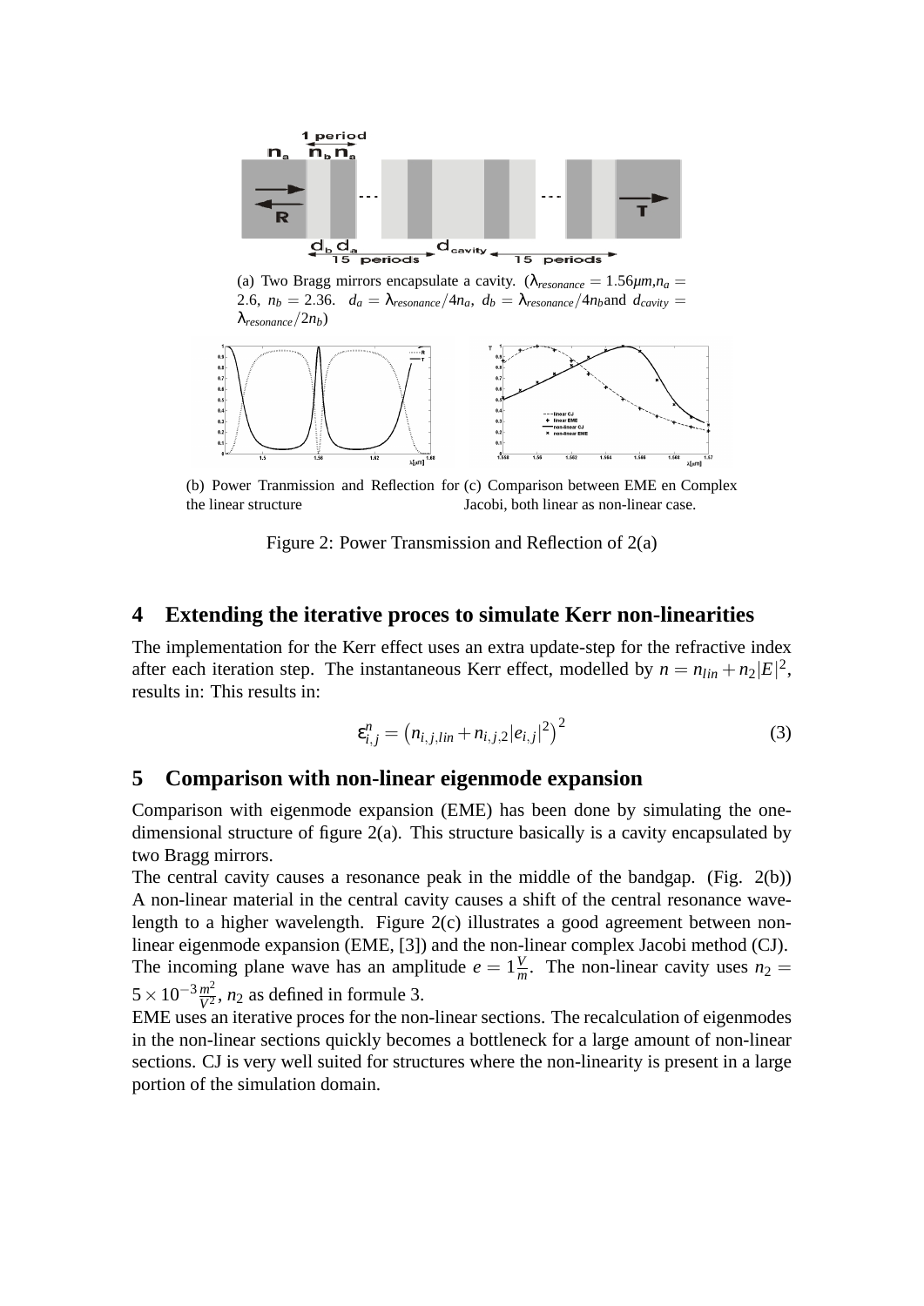(a) Two Bragg mirrors encapsulate a cavity. ($\lambda_{resonance} = 1.56\mu m$, $n_a = 2.6$, $n_b = 2.36$. $d_a = \lambda_{resonance}/4n_a$, $d_b = \lambda_{resonance}/4n_b$ and $d_{cavity} = \lambda_{resonance}/2n_b$)

(b) Power Tranmission and Reflection for the linear structure

(c) Comparison between EME en Complex Jacobi, both linear as non-linear case.

Figure 2: Power Transmission and Reflection of 2(a)

## 4 Extending the iterative proces to simulate Kerr non-linearities

The implementation for the Kerr effect uses an extra update-step for the refractive index after each iteration step. The instantaneous Kerr effect, modelled by $n = n_{lin} + n_2|E|^2$, results in: This results in:

$$\varepsilon_{i,j}^{n} = \left(n_{i,j,lin} + n_{i,j,2}|e_{i,j}|^2\right)^2 \tag{3}$$

## 5 Comparison with non-linear eigenmode expansion

Comparison with eigenmode expansion (EME) has been done by simulating the one-dimensional structure of figure 2(a). This structure basically is a cavity encapsulated by two Bragg mirrors.

The central cavity causes a resonance peak in the middle of the bandgap. (Fig. 2(b)) A non-linear material in the central cavity causes a shift of the central resonance wavelength to a higher wavelength. Figure 2(c) illustrates a good agreement between non-linear eigenmode expansion (EME, [3]) and the non-linear complex Jacobi method (CJ). The incoming plane wave has an amplitude $e = 1\frac{V}{m}$. The non-linear cavity uses $n_2 = 5 \times 10^{-3}\frac{m^2}{V^2}$, $n_2$ as defined in formule 3.

EME uses an iterative proces for the non-linear sections. The recalculation of eigenmodes in the non-linear sections quickly becomes a bottleneck for a large amount of non-linear sections. CJ is very well suited for structures where the non-linearity is present in a large portion of the simulation domain.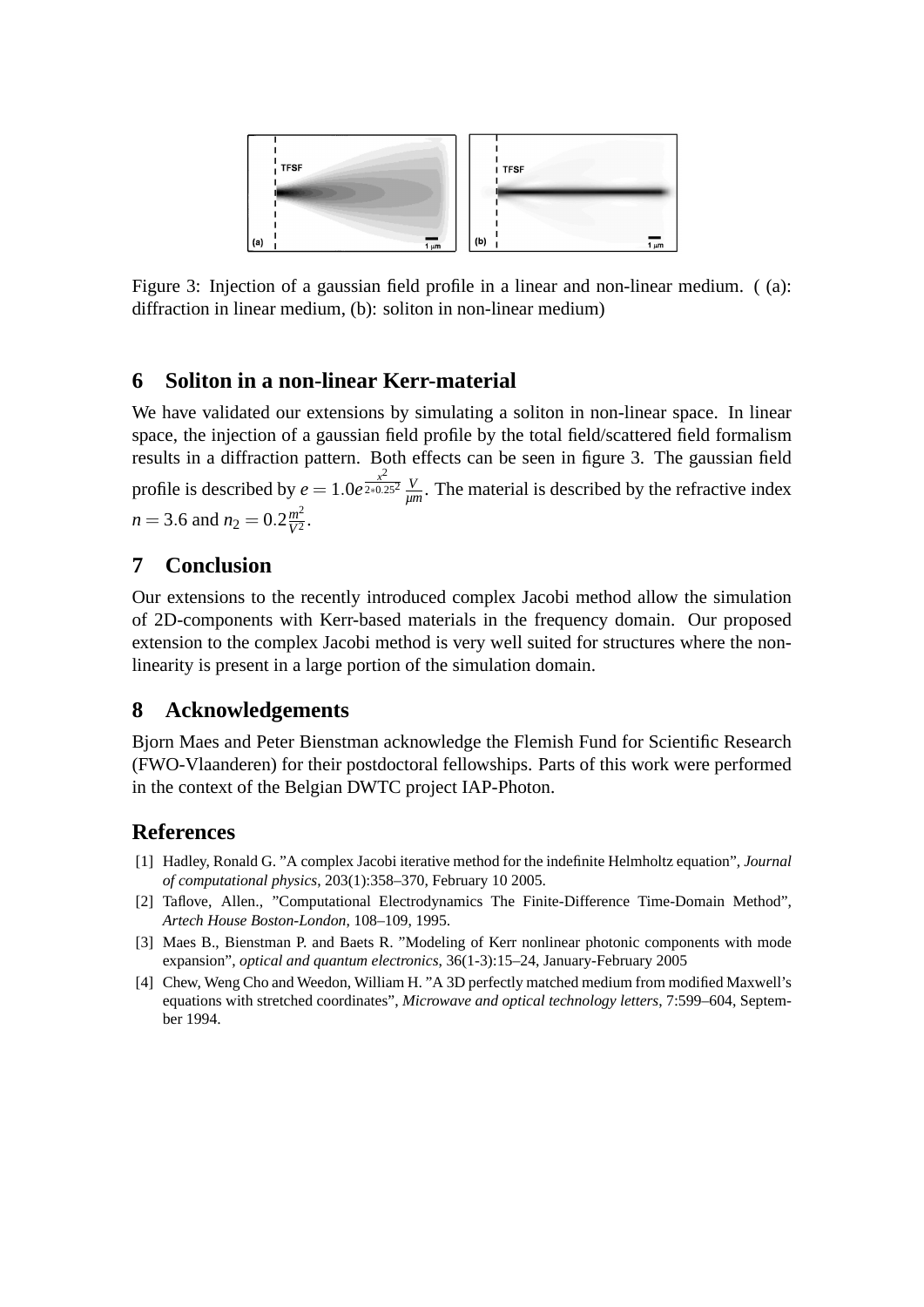TFSF

(a)

1 μm

TFSF

(b)

1 μm

Figure 3: Injection of a gaussian field profile in a linear and non-linear medium. ( (a): diffraction in linear medium, (b): soliton in non-linear medium)

## 6 Soliton in a non-linear Kerr-material

We have validated our extensions by simulating a soliton in non-linear space. In linear space, the injection of a gaussian field profile by the total field/scattered field formalism results in a diffraction pattern. Both effects can be seen in figure 3. The gaussian field profile is described by $e = 1.0e^{\frac{x^2}{2*0.25^2}} \frac{V}{\mu m}$. The material is described by the refractive index $n = 3.6$ and $n_2 = 0.2\frac{m^2}{V^2}$.

## 7 Conclusion

Our extensions to the recently introduced complex Jacobi method allow the simulation of 2D-components with Kerr-based materials in the frequency domain. Our proposed extension to the complex Jacobi method is very well suited for structures where the non-linearity is present in a large portion of the simulation domain.

## 8 Acknowledgements

Bjorn Maes and Peter Bienstman acknowledge the Flemish Fund for Scientific Research (FWO-Vlaanderen) for their postdoctoral fellowships. Parts of this work were performed in the context of the Belgian DWTC project IAP-Photon.

## References

[1] Hadley, Ronald G. "A complex Jacobi iterative method for the indefinite Helmholtz equation", *Journal of computational physics*, 203(1):358–370, February 10 2005.

[2] Taflove, Allen., "Computational Electrodynamics The Finite-Difference Time-Domain Method", *Artech House Boston-London*, 108–109, 1995.

[3] Maes B., Bienstman P. and Baets R. "Modeling of Kerr nonlinear photonic components with mode expansion", *optical and quantum electronics*, 36(1-3):15–24, January-February 2005

[4] Chew, Weng Cho and Weedon, William H. "A 3D perfectly matched medium from modified Maxwell's equations with stretched coordinates", *Microwave and optical technology letters*, 7:599–604, September 1994.